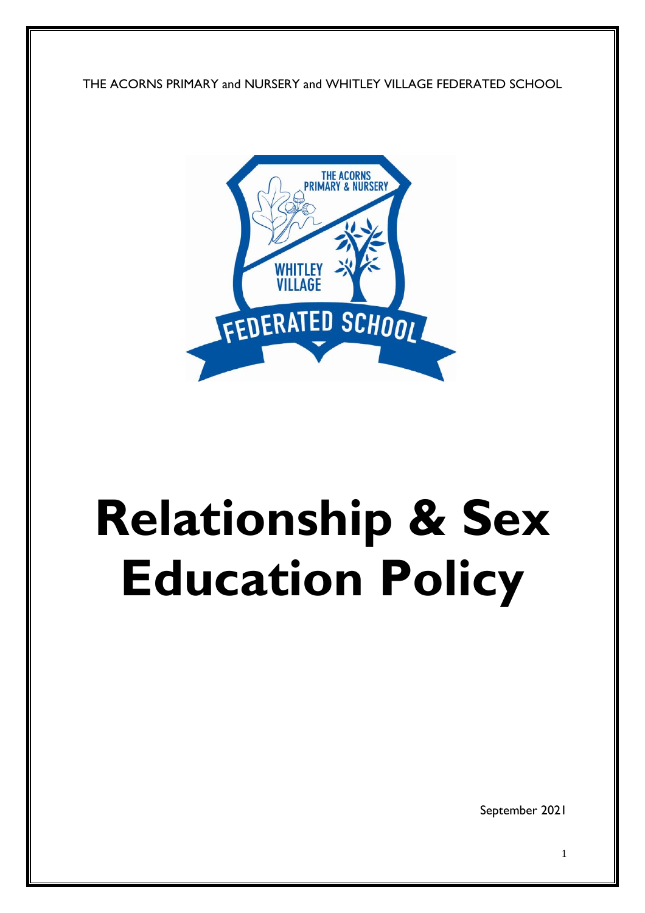THE ACORNS PRIMARY and NURSERY and WHITLEY VILLAGE FEDERATED SCHOOL

# Relationship & Sex Education Policy

September 2021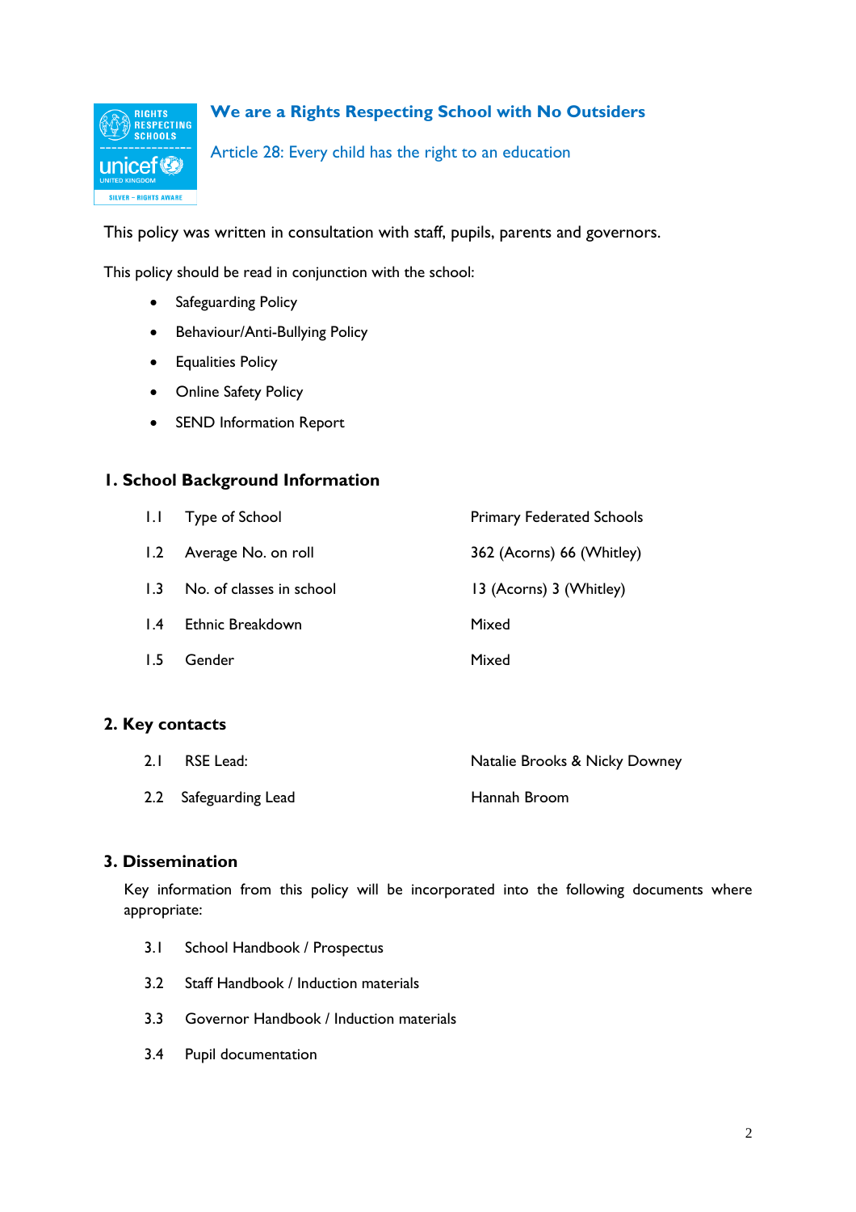**We are a Rights Respecting School with No Outsiders**

Article 28: Every child has the right to an education

This policy was written in consultation with staff, pupils, parents and governors.

This policy should be read in conjunction with the school:

- Safeguarding Policy
- Behaviour/Anti-Bullying Policy
- Equalities Policy
- Online Safety Policy
- SEND Information Report

## 1. School Background Information

| | | |
|---|---|---|
| 1.1 | Type of School | Primary Federated Schools |
| 1.2 | Average No. on roll | 362 (Acorns) 66 (Whitley) |
| 1.3 | No. of classes in school | 13 (Acorns) 3 (Whitley) |
| 1.4 | Ethnic Breakdown | Mixed |
| 1.5 | Gender | Mixed |

## 2. Key contacts

| | | |
|---|---|---|
| 2.1 | RSE Lead: | Natalie Brooks & Nicky Downey |
| 2.2 | Safeguarding Lead | Hannah Broom |

## 3. Dissemination

Key information from this policy will be incorporated into the following documents where appropriate:

3.1 School Handbook / Prospectus

3.2 Staff Handbook / Induction materials

3.3 Governor Handbook / Induction materials

3.4 Pupil documentation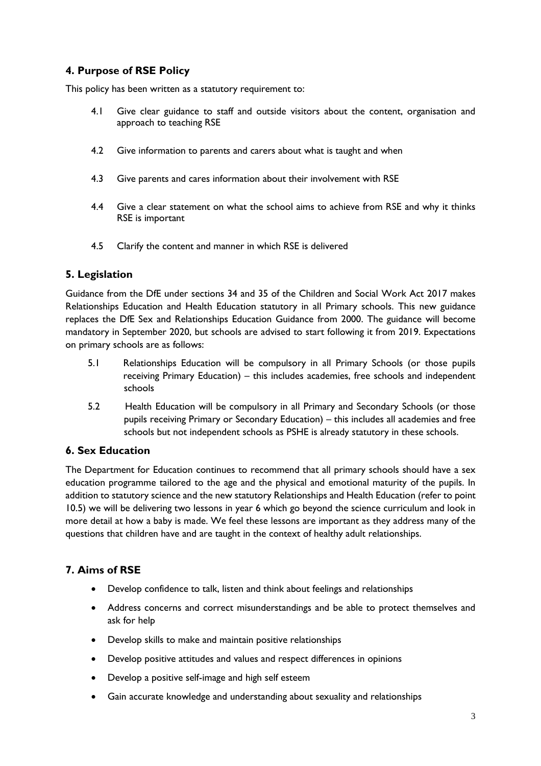## 4. Purpose of RSE Policy

This policy has been written as a statutory requirement to:

4.1 Give clear guidance to staff and outside visitors about the content, organisation and approach to teaching RSE

4.2 Give information to parents and carers about what is taught and when

4.3 Give parents and cares information about their involvement with RSE

4.4 Give a clear statement on what the school aims to achieve from RSE and why it thinks RSE is important

4.5 Clarify the content and manner in which RSE is delivered

## 5. Legislation

Guidance from the DfE under sections 34 and 35 of the Children and Social Work Act 2017 makes Relationships Education and Health Education statutory in all Primary schools. This new guidance replaces the DfE Sex and Relationships Education Guidance from 2000. The guidance will become mandatory in September 2020, but schools are advised to start following it from 2019. Expectations on primary schools are as follows:

5.1 Relationships Education will be compulsory in all Primary Schools (or those pupils receiving Primary Education) – this includes academies, free schools and independent schools

5.2 Health Education will be compulsory in all Primary and Secondary Schools (or those pupils receiving Primary or Secondary Education) – this includes all academies and free schools but not independent schools as PSHE is already statutory in these schools.

## 6. Sex Education

The Department for Education continues to recommend that all primary schools should have a sex education programme tailored to the age and the physical and emotional maturity of the pupils. In addition to statutory science and the new statutory Relationships and Health Education (refer to point 10.5) we will be delivering two lessons in year 6 which go beyond the science curriculum and look in more detail at how a baby is made. We feel these lessons are important as they address many of the questions that children have and are taught in the context of healthy adult relationships.

## 7. Aims of RSE

- Develop confidence to talk, listen and think about feelings and relationships
- Address concerns and correct misunderstandings and be able to protect themselves and ask for help
- Develop skills to make and maintain positive relationships
- Develop positive attitudes and values and respect differences in opinions
- Develop a positive self-image and high self esteem
- Gain accurate knowledge and understanding about sexuality and relationships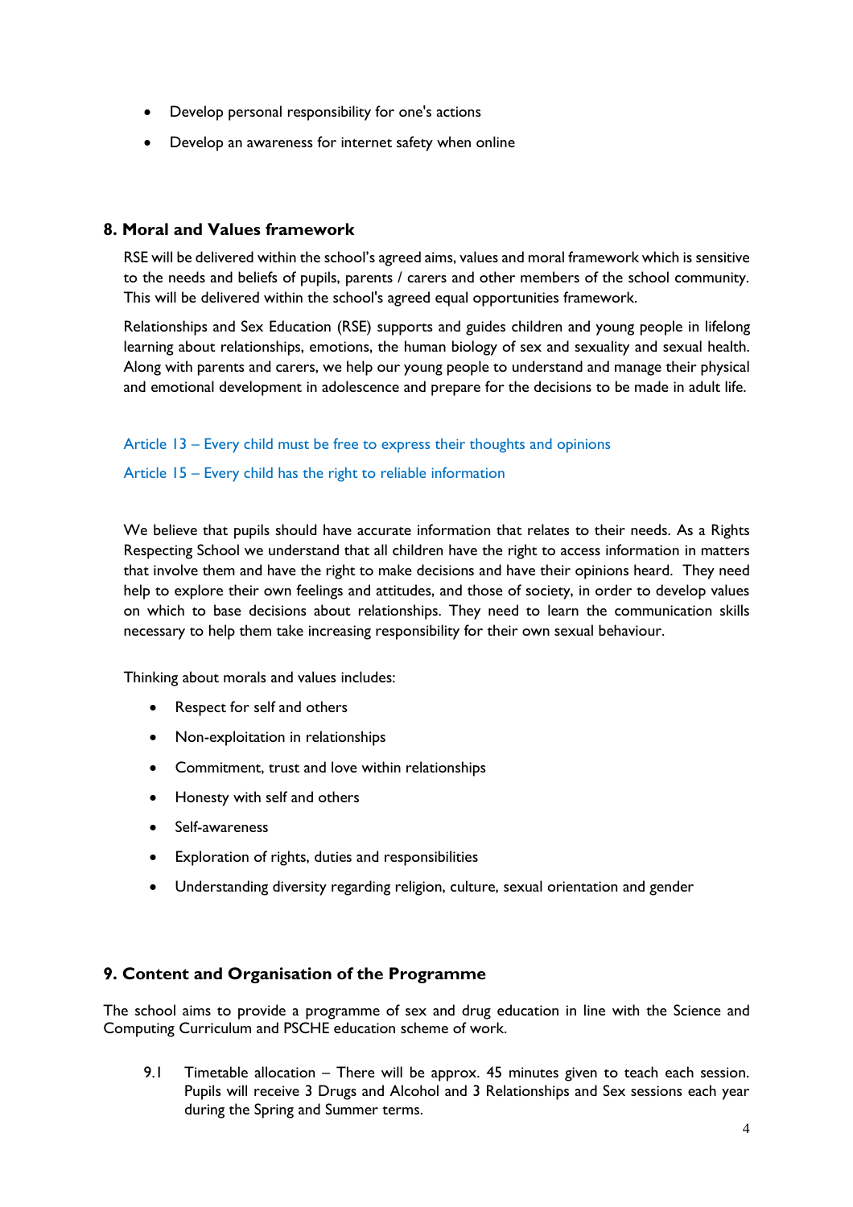- Develop personal responsibility for one's actions
- Develop an awareness for internet safety when online

## 8. Moral and Values framework

RSE will be delivered within the school's agreed aims, values and moral framework which is sensitive to the needs and beliefs of pupils, parents / carers and other members of the school community. This will be delivered within the school's agreed equal opportunities framework.

Relationships and Sex Education (RSE) supports and guides children and young people in lifelong learning about relationships, emotions, the human biology of sex and sexuality and sexual health. Along with parents and carers, we help our young people to understand and manage their physical and emotional development in adolescence and prepare for the decisions to be made in adult life.

Article 13 – Every child must be free to express their thoughts and opinions

Article 15 – Every child has the right to reliable information

We believe that pupils should have accurate information that relates to their needs. As a Rights Respecting School we understand that all children have the right to access information in matters that involve them and have the right to make decisions and have their opinions heard. They need help to explore their own feelings and attitudes, and those of society, in order to develop values on which to base decisions about relationships. They need to learn the communication skills necessary to help them take increasing responsibility for their own sexual behaviour.

Thinking about morals and values includes:

- Respect for self and others
- Non-exploitation in relationships
- Commitment, trust and love within relationships
- Honesty with self and others
- Self-awareness
- Exploration of rights, duties and responsibilities
- Understanding diversity regarding religion, culture, sexual orientation and gender

## 9. Content and Organisation of the Programme

The school aims to provide a programme of sex and drug education in line with the Science and Computing Curriculum and PSCHE education scheme of work.

9.1 Timetable allocation – There will be approx. 45 minutes given to teach each session. Pupils will receive 3 Drugs and Alcohol and 3 Relationships and Sex sessions each year during the Spring and Summer terms.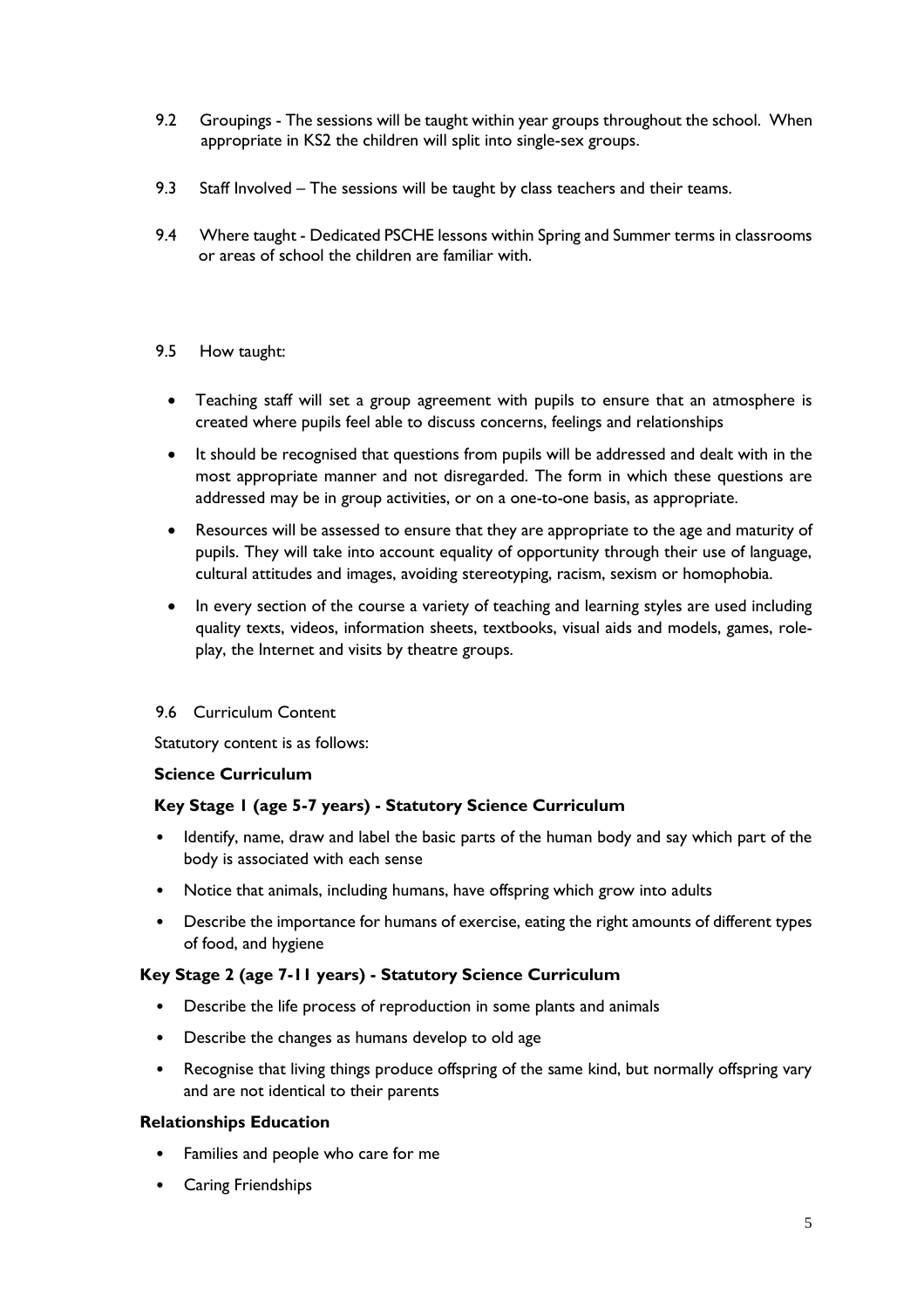9.2 Groupings - The sessions will be taught within year groups throughout the school. When appropriate in KS2 the children will split into single-sex groups.

9.3 Staff Involved – The sessions will be taught by class teachers and their teams.

9.4 Where taught - Dedicated PSCHE lessons within Spring and Summer terms in classrooms or areas of school the children are familiar with.

9.5 How taught:

- Teaching staff will set a group agreement with pupils to ensure that an atmosphere is created where pupils feel able to discuss concerns, feelings and relationships
- It should be recognised that questions from pupils will be addressed and dealt with in the most appropriate manner and not disregarded. The form in which these questions are addressed may be in group activities, or on a one-to-one basis, as appropriate.
- Resources will be assessed to ensure that they are appropriate to the age and maturity of pupils. They will take into account equality of opportunity through their use of language, cultural attitudes and images, avoiding stereotyping, racism, sexism or homophobia.
- In every section of the course a variety of teaching and learning styles are used including quality texts, videos, information sheets, textbooks, visual aids and models, games, role-play, the Internet and visits by theatre groups.

9.6 Curriculum Content

Statutory content is as follows:

**Science Curriculum**

**Key Stage 1 (age 5-7 years) - Statutory Science Curriculum**

- Identify, name, draw and label the basic parts of the human body and say which part of the body is associated with each sense
- Notice that animals, including humans, have offspring which grow into adults
- Describe the importance for humans of exercise, eating the right amounts of different types of food, and hygiene

**Key Stage 2 (age 7-11 years) - Statutory Science Curriculum**

- Describe the life process of reproduction in some plants and animals
- Describe the changes as humans develop to old age
- Recognise that living things produce offspring of the same kind, but normally offspring vary and are not identical to their parents

**Relationships Education**

- Families and people who care for me
- Caring Friendships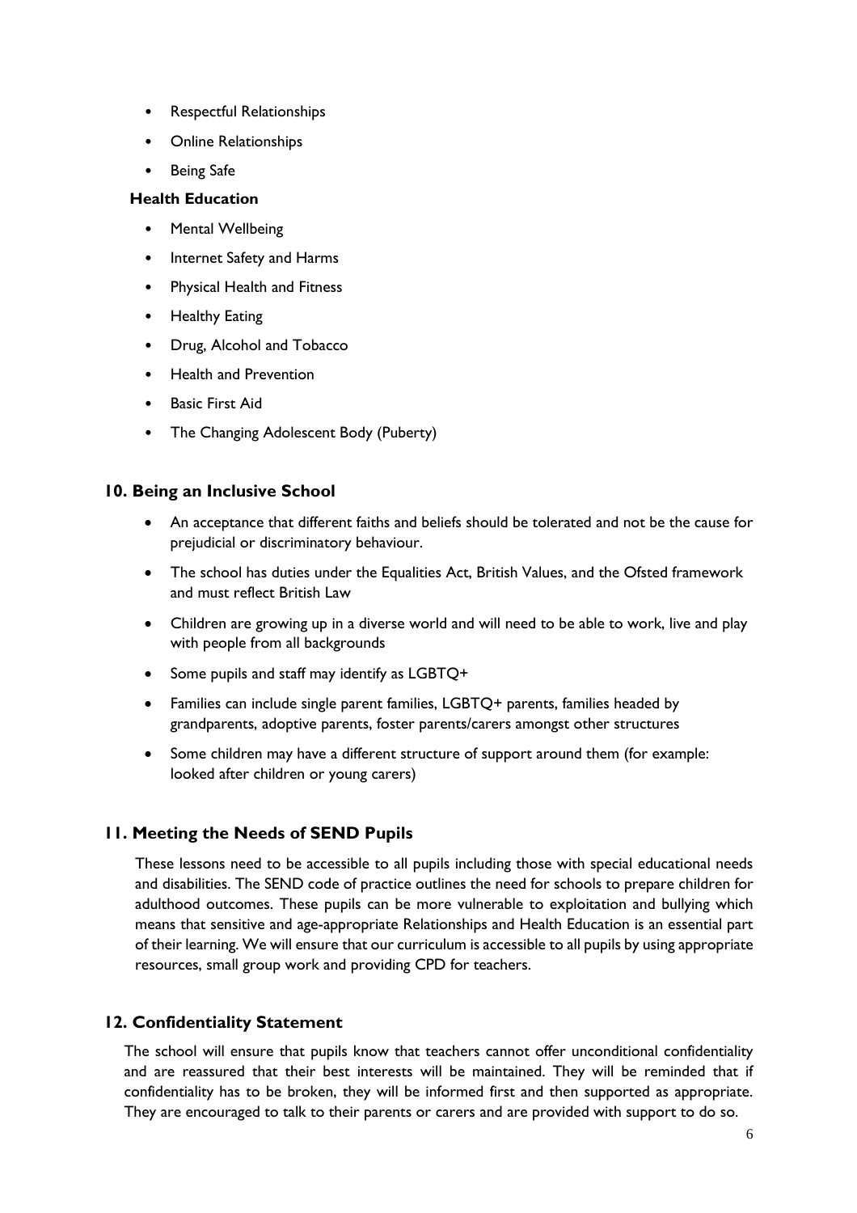- Respectful Relationships
- Online Relationships
- Being Safe

**Health Education**

- Mental Wellbeing
- Internet Safety and Harms
- Physical Health and Fitness
- Healthy Eating
- Drug, Alcohol and Tobacco
- Health and Prevention
- Basic First Aid
- The Changing Adolescent Body (Puberty)

## 10. Being an Inclusive School

- An acceptance that different faiths and beliefs should be tolerated and not be the cause for prejudicial or discriminatory behaviour.
- The school has duties under the Equalities Act, British Values, and the Ofsted framework and must reflect British Law
- Children are growing up in a diverse world and will need to be able to work, live and play with people from all backgrounds
- Some pupils and staff may identify as LGBTQ+
- Families can include single parent families, LGBTQ+ parents, families headed by grandparents, adoptive parents, foster parents/carers amongst other structures
- Some children may have a different structure of support around them (for example: looked after children or young carers)

## 11. Meeting the Needs of SEND Pupils

These lessons need to be accessible to all pupils including those with special educational needs and disabilities. The SEND code of practice outlines the need for schools to prepare children for adulthood outcomes. These pupils can be more vulnerable to exploitation and bullying which means that sensitive and age-appropriate Relationships and Health Education is an essential part of their learning. We will ensure that our curriculum is accessible to all pupils by using appropriate resources, small group work and providing CPD for teachers.

## 12. Confidentiality Statement

The school will ensure that pupils know that teachers cannot offer unconditional confidentiality and are reassured that their best interests will be maintained. They will be reminded that if confidentiality has to be broken, they will be informed first and then supported as appropriate. They are encouraged to talk to their parents or carers and are provided with support to do so.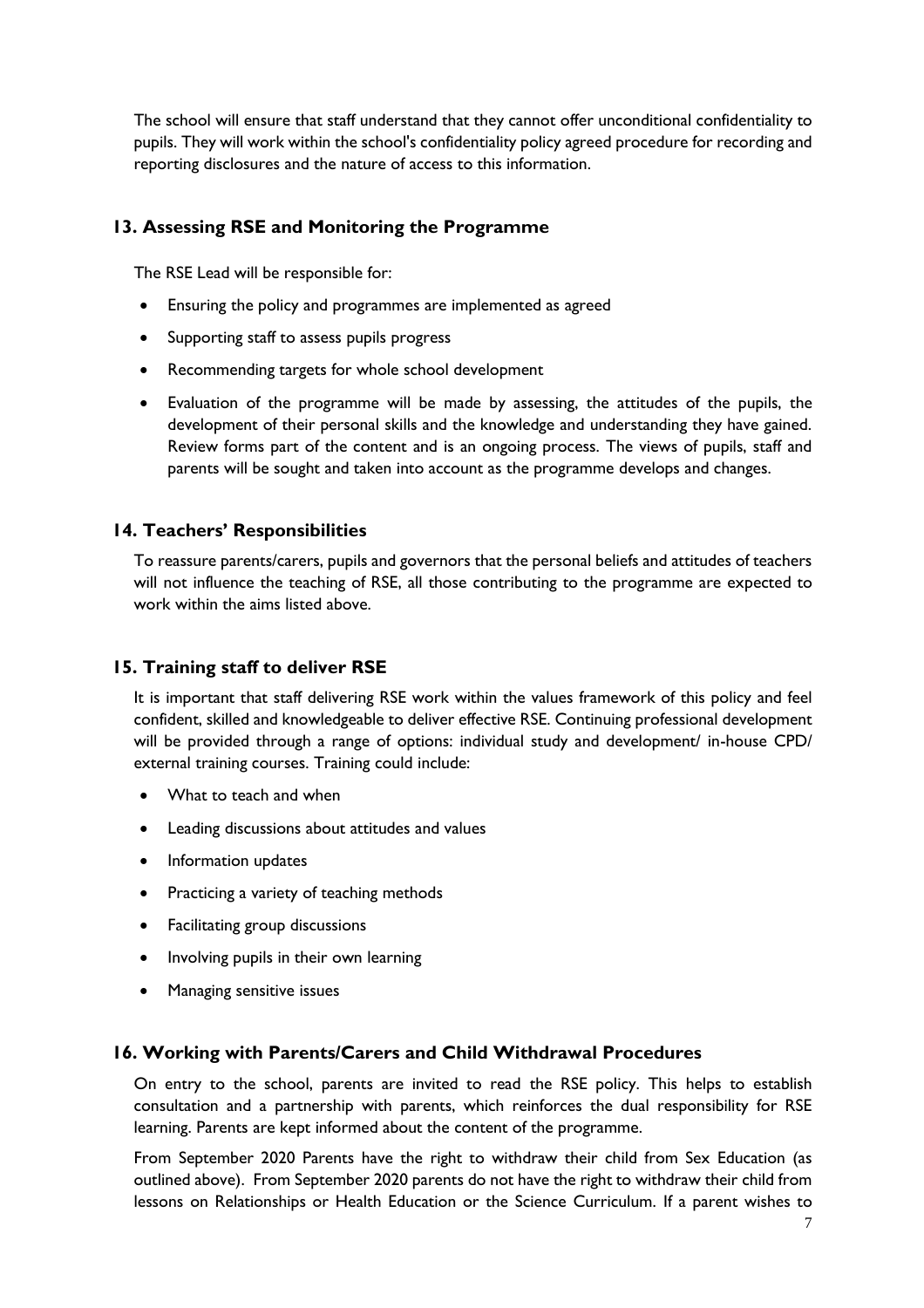The school will ensure that staff understand that they cannot offer unconditional confidentiality to pupils. They will work within the school's confidentiality policy agreed procedure for recording and reporting disclosures and the nature of access to this information.

## 13. Assessing RSE and Monitoring the Programme

The RSE Lead will be responsible for:

- Ensuring the policy and programmes are implemented as agreed
- Supporting staff to assess pupils progress
- Recommending targets for whole school development
- Evaluation of the programme will be made by assessing, the attitudes of the pupils, the development of their personal skills and the knowledge and understanding they have gained. Review forms part of the content and is an ongoing process. The views of pupils, staff and parents will be sought and taken into account as the programme develops and changes.

## 14. Teachers' Responsibilities

To reassure parents/carers, pupils and governors that the personal beliefs and attitudes of teachers will not influence the teaching of RSE, all those contributing to the programme are expected to work within the aims listed above.

## 15. Training staff to deliver RSE

It is important that staff delivering RSE work within the values framework of this policy and feel confident, skilled and knowledgeable to deliver effective RSE. Continuing professional development will be provided through a range of options: individual study and development/ in-house CPD/ external training courses. Training could include:

- What to teach and when
- Leading discussions about attitudes and values
- Information updates
- Practicing a variety of teaching methods
- Facilitating group discussions
- Involving pupils in their own learning
- Managing sensitive issues

## 16. Working with Parents/Carers and Child Withdrawal Procedures

On entry to the school, parents are invited to read the RSE policy. This helps to establish consultation and a partnership with parents, which reinforces the dual responsibility for RSE learning. Parents are kept informed about the content of the programme.

From September 2020 Parents have the right to withdraw their child from Sex Education (as outlined above). From September 2020 parents do not have the right to withdraw their child from lessons on Relationships or Health Education or the Science Curriculum. If a parent wishes to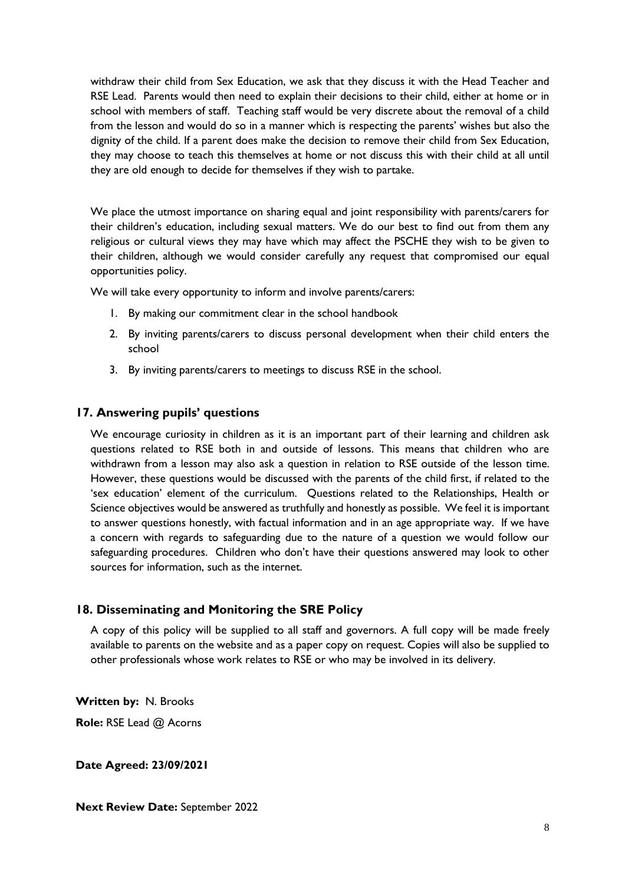withdraw their child from Sex Education, we ask that they discuss it with the Head Teacher and RSE Lead. Parents would then need to explain their decisions to their child, either at home or in school with members of staff. Teaching staff would be very discrete about the removal of a child from the lesson and would do so in a manner which is respecting the parents' wishes but also the dignity of the child. If a parent does make the decision to remove their child from Sex Education, they may choose to teach this themselves at home or not discuss this with their child at all until they are old enough to decide for themselves if they wish to partake.

We place the utmost importance on sharing equal and joint responsibility with parents/carers for their children's education, including sexual matters. We do our best to find out from them any religious or cultural views they may have which may affect the PSCHE they wish to be given to their children, although we would consider carefully any request that compromised our equal opportunities policy.

We will take every opportunity to inform and involve parents/carers:

1. By making our commitment clear in the school handbook
2. By inviting parents/carers to discuss personal development when their child enters the school
3. By inviting parents/carers to meetings to discuss RSE in the school.

## 17. Answering pupils' questions

We encourage curiosity in children as it is an important part of their learning and children ask questions related to RSE both in and outside of lessons. This means that children who are withdrawn from a lesson may also ask a question in relation to RSE outside of the lesson time. However, these questions would be discussed with the parents of the child first, if related to the 'sex education' element of the curriculum. Questions related to the Relationships, Health or Science objectives would be answered as truthfully and honestly as possible. We feel it is important to answer questions honestly, with factual information and in an age appropriate way. If we have a concern with regards to safeguarding due to the nature of a question we would follow our safeguarding procedures. Children who don't have their questions answered may look to other sources for information, such as the internet.

## 18. Disseminating and Monitoring the SRE Policy

A copy of this policy will be supplied to all staff and governors. A full copy will be made freely available to parents on the website and as a paper copy on request. Copies will also be supplied to other professionals whose work relates to RSE or who may be involved in its delivery.

**Written by:** N. Brooks

**Role:** RSE Lead @ Acorns

**Date Agreed: 23/09/2021**

**Next Review Date:** September 2022